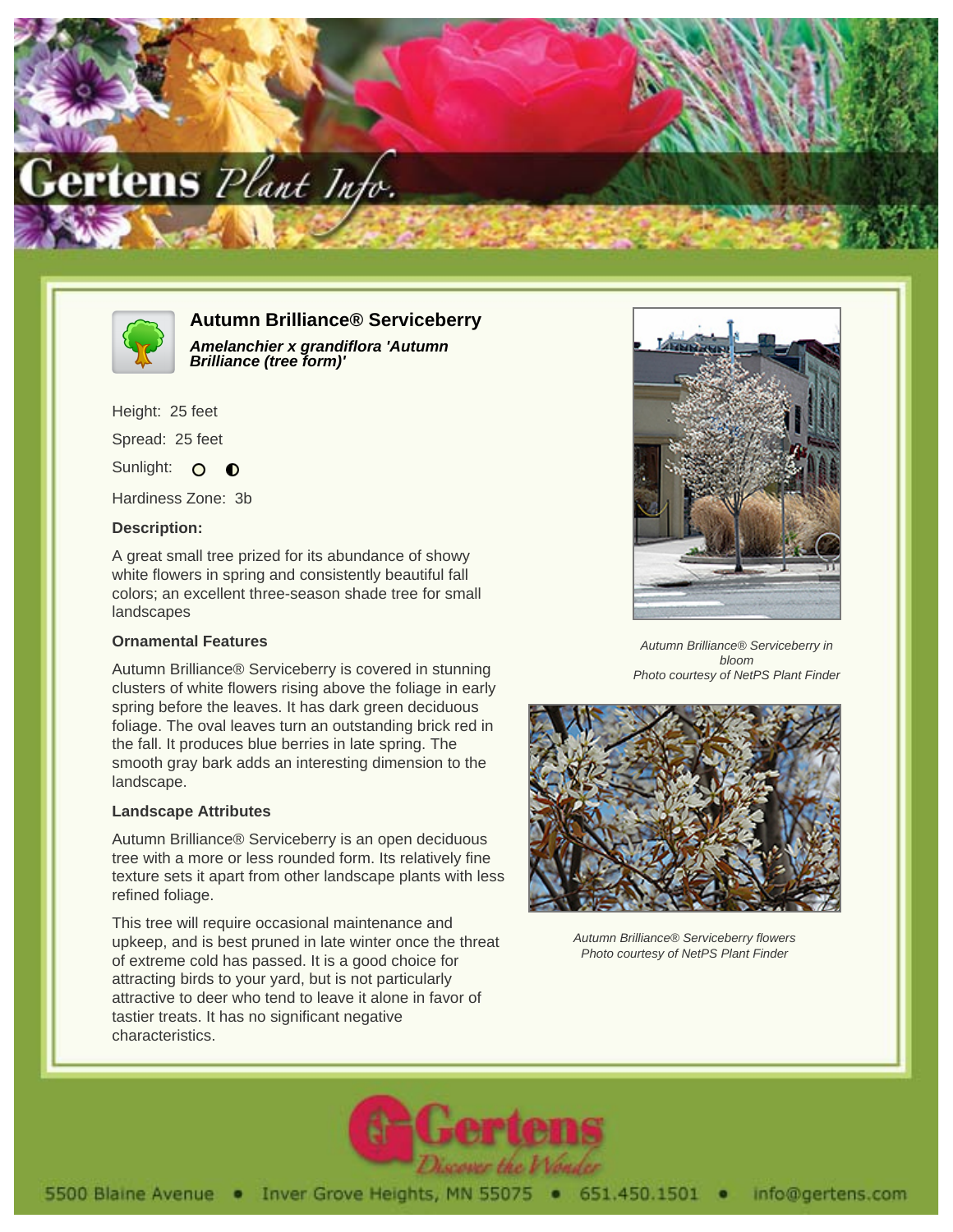# Autumn Brilliance® Serviceberry

***Amelanchier x grandiflora 'Autumn Brilliance (tree form)'***

Height: 25 feet

Spread: 25 feet

Sunlight: ○ ◐

Hardiness Zone: 3b

### Description:

A great small tree prized for its abundance of showy white flowers in spring and consistently beautiful fall colors; an excellent three-season shade tree for small landscapes

### Ornamental Features

Autumn Brilliance® Serviceberry is covered in stunning clusters of white flowers rising above the foliage in early spring before the leaves. It has dark green deciduous foliage. The oval leaves turn an outstanding brick red in the fall. It produces blue berries in late spring. The smooth gray bark adds an interesting dimension to the landscape.

### Landscape Attributes

Autumn Brilliance® Serviceberry is an open deciduous tree with a more or less rounded form. Its relatively fine texture sets it apart from other landscape plants with less refined foliage.

This tree will require occasional maintenance and upkeep, and is best pruned in late winter once the threat of extreme cold has passed. It is a good choice for attracting birds to your yard, but is not particularly attractive to deer who tend to leave it alone in favor of tastier treats. It has no significant negative characteristics.

*Autumn Brilliance® Serviceberry in bloom*
*Photo courtesy of NetPS Plant Finder*

*Autumn Brilliance® Serviceberry flowers*
*Photo courtesy of NetPS Plant Finder*

Gertens — Discover the Wonder

5500 Blaine Avenue • Inver Grove Heights, MN 55075 • 651.450.1501 • info@gertens.com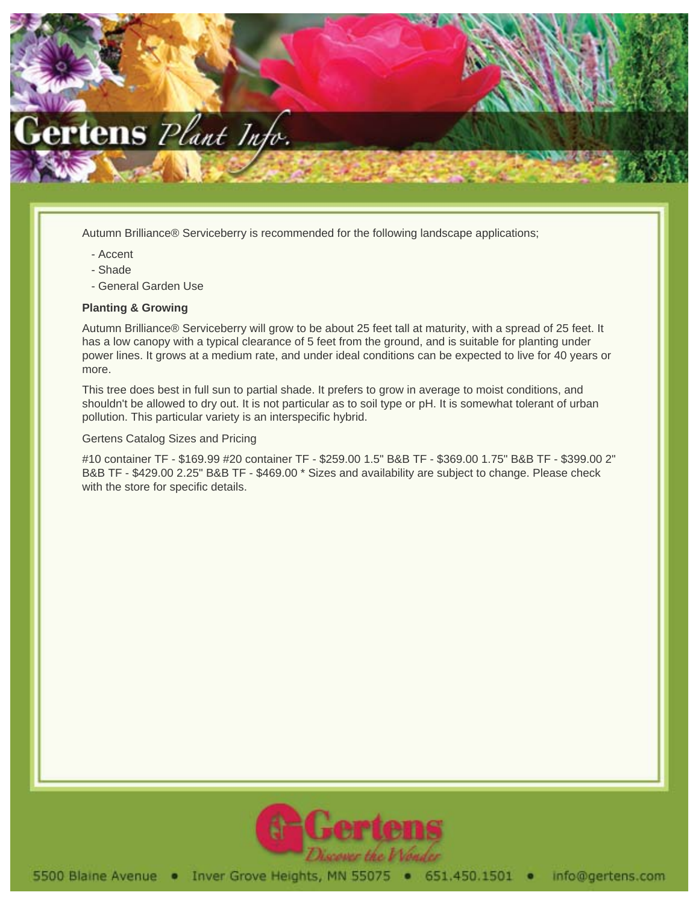Autumn Brilliance® Serviceberry is recommended for the following landscape applications;

- Accent
- Shade
- General Garden Use

**Planting & Growing**

Autumn Brilliance® Serviceberry will grow to be about 25 feet tall at maturity, with a spread of 25 feet. It has a low canopy with a typical clearance of 5 feet from the ground, and is suitable for planting under power lines. It grows at a medium rate, and under ideal conditions can be expected to live for 40 years or more.

This tree does best in full sun to partial shade. It prefers to grow in average to moist conditions, and shouldn't be allowed to dry out. It is not particular as to soil type or pH. It is somewhat tolerant of urban pollution. This particular variety is an interspecific hybrid.

Gertens Catalog Sizes and Pricing

#10 container TF - $169.99 #20 container TF - $259.00 1.5" B&B TF - $369.00 1.75" B&B TF - $399.00 2" B&B TF - $429.00 2.25" B&B TF - $469.00 * Sizes and availability are subject to change. Please check with the store for specific details.

5500 Blaine Avenue • Inver Grove Heights, MN 55075 • 651.450.1501 • info@gertens.com